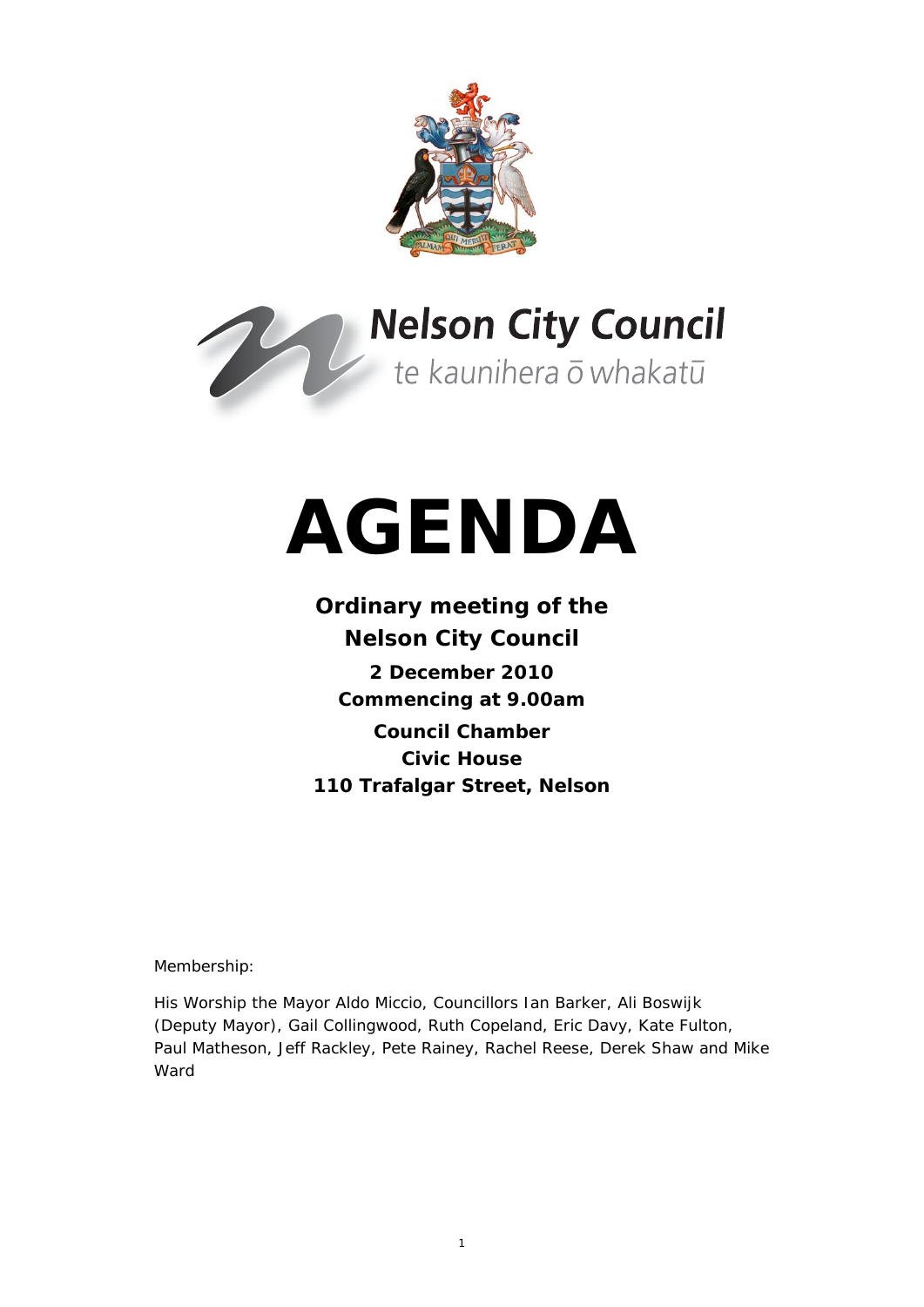Nelson City Council

te kaunihera ō whakatū

# AGENDA

**Ordinary meeting of the**

**Nelson City Council**

**2 December 2010**

**Commencing at 9.00am**

**Council Chamber**

**Civic House**

**110 Trafalgar Street, Nelson**

Membership:

His Worship the Mayor Aldo Miccio, Councillors Ian Barker, Ali Boswijk (Deputy Mayor), Gail Collingwood, Ruth Copeland, Eric Davy, Kate Fulton, Paul Matheson, Jeff Rackley, Pete Rainey, Rachel Reese, Derek Shaw and Mike Ward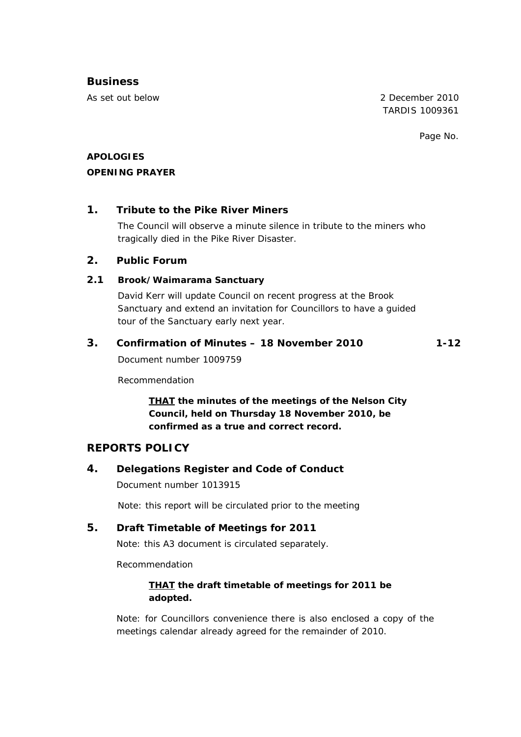## Business

As set out below

2 December 2010
TARDIS 1009361

Page No.

**APOLOGIES**

**OPENING PRAYER**

### 1. Tribute to the Pike River Miners

The Council will observe a minute silence in tribute to the miners who tragically died in the Pike River Disaster.

### 2. Public Forum

#### 2.1 Brook/Waimarama Sanctuary

David Kerr will update Council on recent progress at the Brook Sanctuary and extend an invitation for Councillors to have a guided tour of the Sanctuary early next year.

### 3. Confirmation of Minutes – 18 November 2010 — 1-12

Document number 1009759

Recommendation

> **<u>THAT</u> the minutes of the meetings of the Nelson City Council, held on Thursday 18 November 2010, be confirmed as a true and correct record.**

## REPORTS POLICY

### 4. Delegations Register and Code of Conduct

Document number 1013915

Note: this report will be circulated prior to the meeting

### 5. Draft Timetable of Meetings for 2011

Note: this A3 document is circulated separately.

Recommendation

> **<u>THAT</u> the draft timetable of meetings for 2011 be adopted.**

Note: for Councillors convenience there is also enclosed a copy of the meetings calendar already agreed for the remainder of 2010.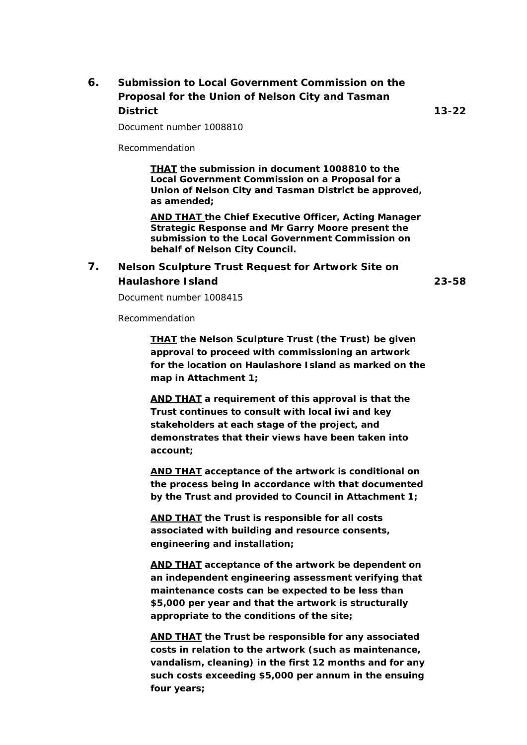## 6. Submission to Local Government Commission on the Proposal for the Union of Nelson City and Tasman District 13-22

Document number 1008810

Recommendation

> **<u>THAT</u> the submission in document 1008810 to the Local Government Commission on a Proposal for a Union of Nelson City and Tasman District be approved, as amended;**
>
> **<u>AND THAT</u> the Chief Executive Officer, Acting Manager Strategic Response and Mr Garry Moore present the submission to the Local Government Commission on behalf of Nelson City Council.**

## 7. Nelson Sculpture Trust Request for Artwork Site on Haulashore Island 23-58

Document number 1008415

Recommendation

> **<u>THAT</u> the Nelson Sculpture Trust (the Trust) be given approval to proceed with commissioning an artwork for the location on Haulashore Island as marked on the map in Attachment 1;**
>
> **<u>AND THAT</u> a requirement of this approval is that the Trust continues to consult with local iwi and key stakeholders at each stage of the project, and demonstrates that their views have been taken into account;**
>
> **<u>AND THAT</u> acceptance of the artwork is conditional on the process being in accordance with that documented by the Trust and provided to Council in Attachment 1;**
>
> **<u>AND THAT</u> the Trust is responsible for all costs associated with building and resource consents, engineering and installation;**
>
> **<u>AND THAT</u> acceptance of the artwork be dependent on an independent engineering assessment verifying that maintenance costs can be expected to be less than $5,000 per year and that the artwork is structurally appropriate to the conditions of the site;**
>
> **<u>AND THAT</u> the Trust be responsible for any associated costs in relation to the artwork (such as maintenance, vandalism, cleaning) in the first 12 months and for any such costs exceeding $5,000 per annum in the ensuing four years;**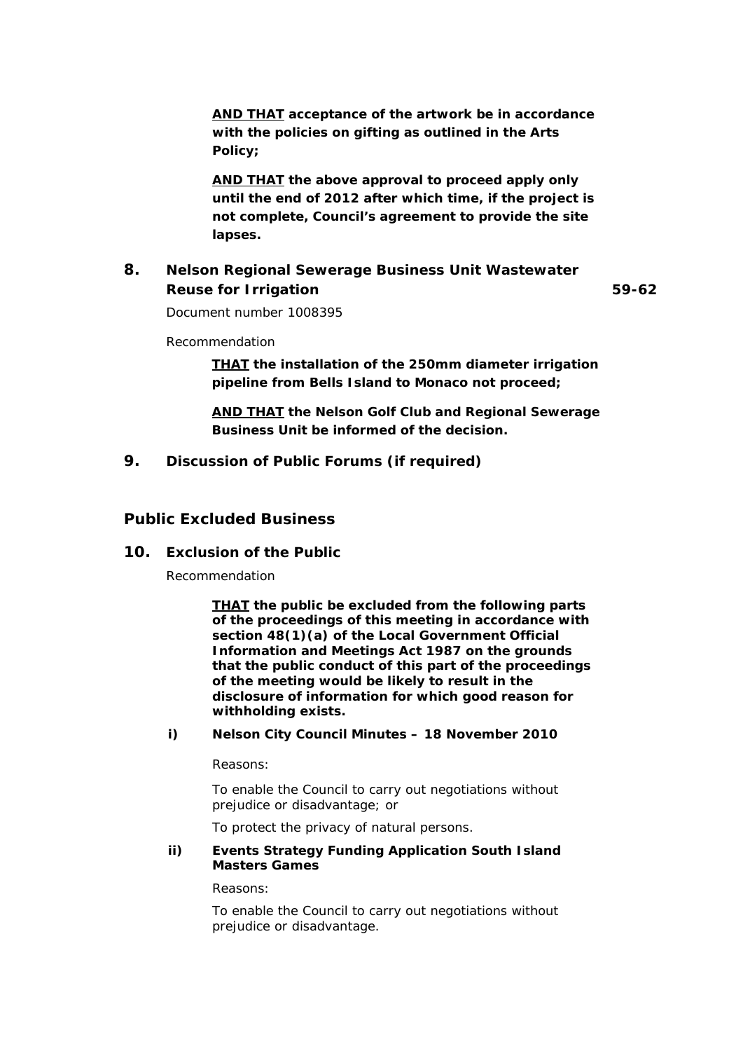**AND THAT acceptance of the artwork be in accordance with the policies on gifting as outlined in the Arts Policy;**

**AND THAT the above approval to proceed apply only until the end of 2012 after which time, if the project is not complete, Council's agreement to provide the site lapses.**

## 8. Nelson Regional Sewerage Business Unit Wastewater Reuse for Irrigation 59-62

Document number 1008395

Recommendation

**THAT the installation of the 250mm diameter irrigation pipeline from Bells Island to Monaco not proceed;**

**AND THAT the Nelson Golf Club and Regional Sewerage Business Unit be informed of the decision.**

## 9. Discussion of Public Forums (if required)

# Public Excluded Business

## 10. Exclusion of the Public

Recommendation

**THAT the public be excluded from the following parts of the proceedings of this meeting in accordance with section 48(1)(a) of the Local Government Official Information and Meetings Act 1987 on the grounds that the public conduct of this part of the proceedings of the meeting would be likely to result in the disclosure of information for which good reason for withholding exists.**

**i) Nelson City Council Minutes – 18 November 2010**

Reasons:

To enable the Council to carry out negotiations without prejudice or disadvantage; or

To protect the privacy of natural persons.

**ii) Events Strategy Funding Application South Island Masters Games**

Reasons:

To enable the Council to carry out negotiations without prejudice or disadvantage.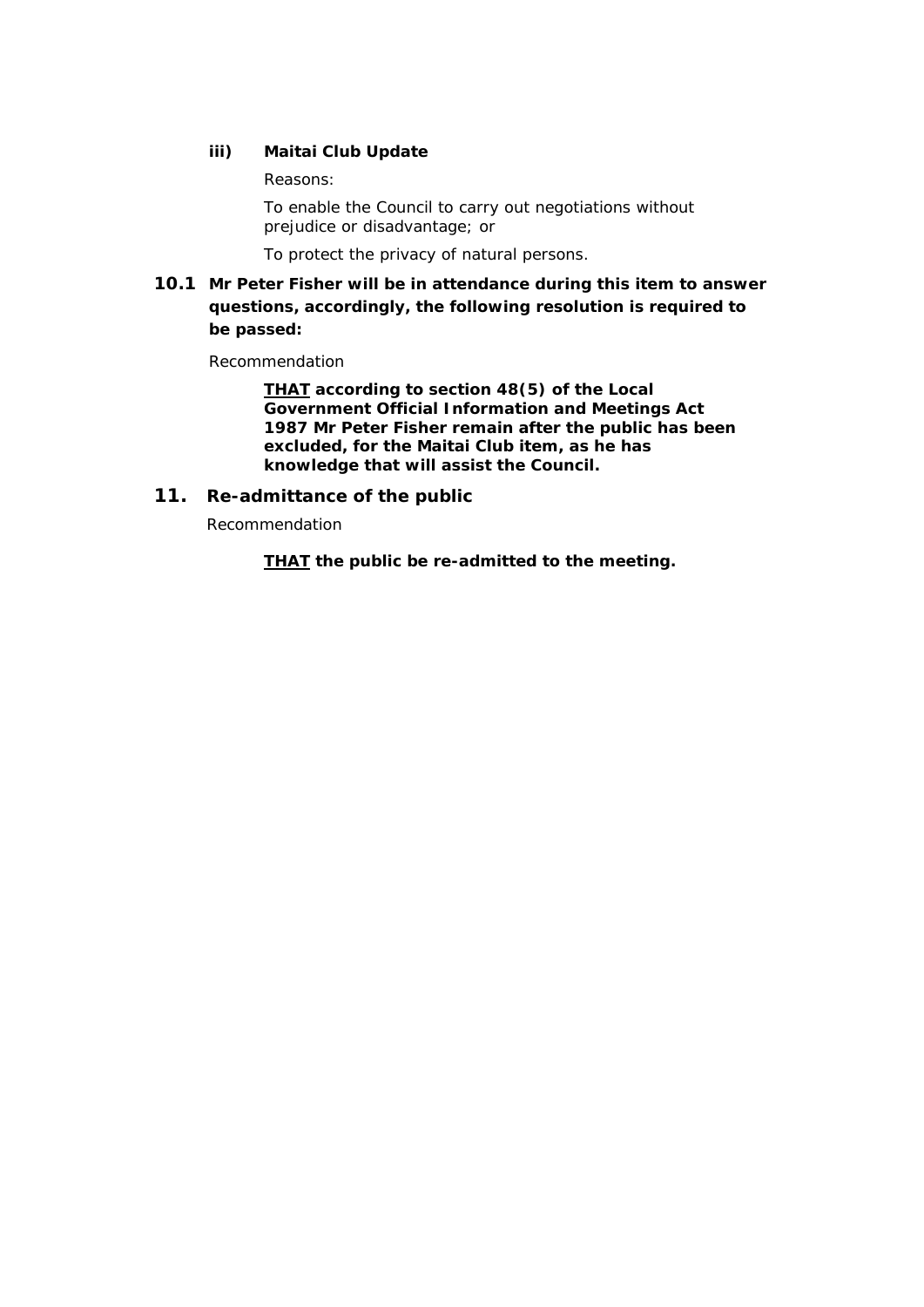**iii) Maitai Club Update**

Reasons:

To enable the Council to carry out negotiations without prejudice or disadvantage; or

To protect the privacy of natural persons.

## 10.1 Mr Peter Fisher will be in attendance during this item to answer questions, accordingly, the following resolution is required to be passed:

Recommendation

> **<u>THAT</u> according to section 48(5) of the Local Government Official Information and Meetings Act 1987 Mr Peter Fisher remain after the public has been excluded, for the Maitai Club item, as he has knowledge that will assist the Council.**

## 11. Re-admittance of the public

Recommendation

> **<u>THAT</u> the public be re-admitted to the meeting.**